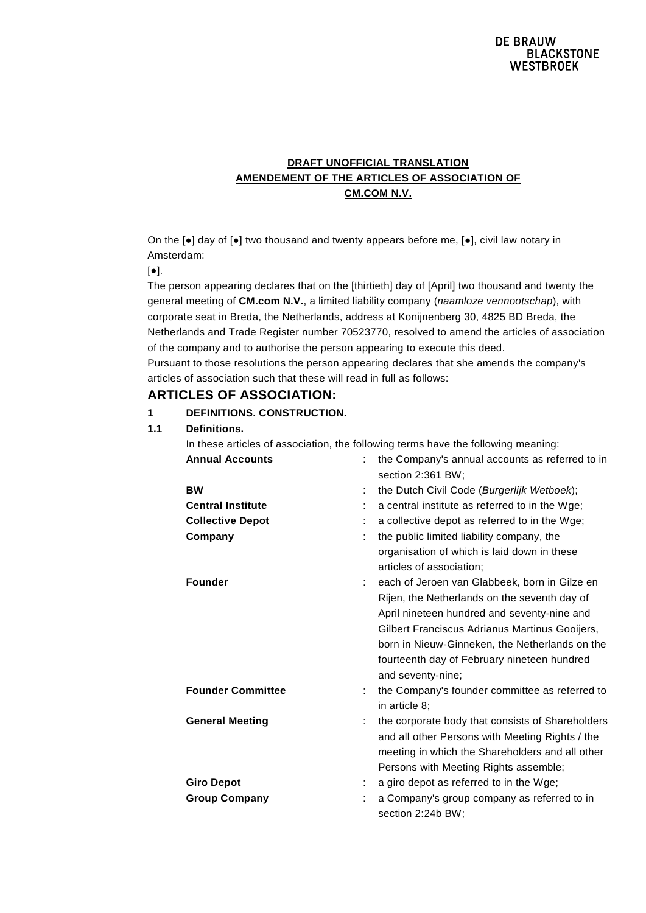**DRAFT UNOFFICIAL TRANSLATION**
**AMENDEMENT OF THE ARTICLES OF ASSOCIATION OF**
**CM.COM N.V.**

On the [●] day of [●] two thousand and twenty appears before me, [●], civil law notary in Amsterdam:

[●].

The person appearing declares that on the [thirtieth] day of [April] two thousand and twenty the general meeting of **CM.com N.V.**, a limited liability company (*naamloze vennootschap*), with corporate seat in Breda, the Netherlands, address at Konijnenberg 30, 4825 BD Breda, the Netherlands and Trade Register number 70523770, resolved to amend the articles of association of the company and to authorise the person appearing to execute this deed.

Pursuant to those resolutions the person appearing declares that she amends the company's articles of association such that these will read in full as follows:

# ARTICLES OF ASSOCIATION:

## 1 DEFINITIONS. CONSTRUCTION.

### 1.1 Definitions.

In these articles of association, the following terms have the following meaning:

| | | |
|---|---|---|
| **Annual Accounts** | : | the Company's annual accounts as referred to in section 2:361 BW; |
| **BW** | : | the Dutch Civil Code (*Burgerlijk Wetboek*); |
| **Central Institute** | : | a central institute as referred to in the Wge; |
| **Collective Depot** | : | a collective depot as referred to in the Wge; |
| **Company** | : | the public limited liability company, the organisation of which is laid down in these articles of association; |
| **Founder** | : | each of Jeroen van Glabbeek, born in Gilze en Rijen, the Netherlands on the seventh day of April nineteen hundred and seventy-nine and Gilbert Franciscus Adrianus Martinus Gooijers, born in Nieuw-Ginneken, the Netherlands on the fourteenth day of February nineteen hundred and seventy-nine; |
| **Founder Committee** | : | the Company's founder committee as referred to in article 8; |
| **General Meeting** | : | the corporate body that consists of Shareholders and all other Persons with Meeting Rights / the meeting in which the Shareholders and all other Persons with Meeting Rights assemble; |
| **Giro Depot** | : | a giro depot as referred to in the Wge; |
| **Group Company** | : | a Company's group company as referred to in section 2:24b BW; |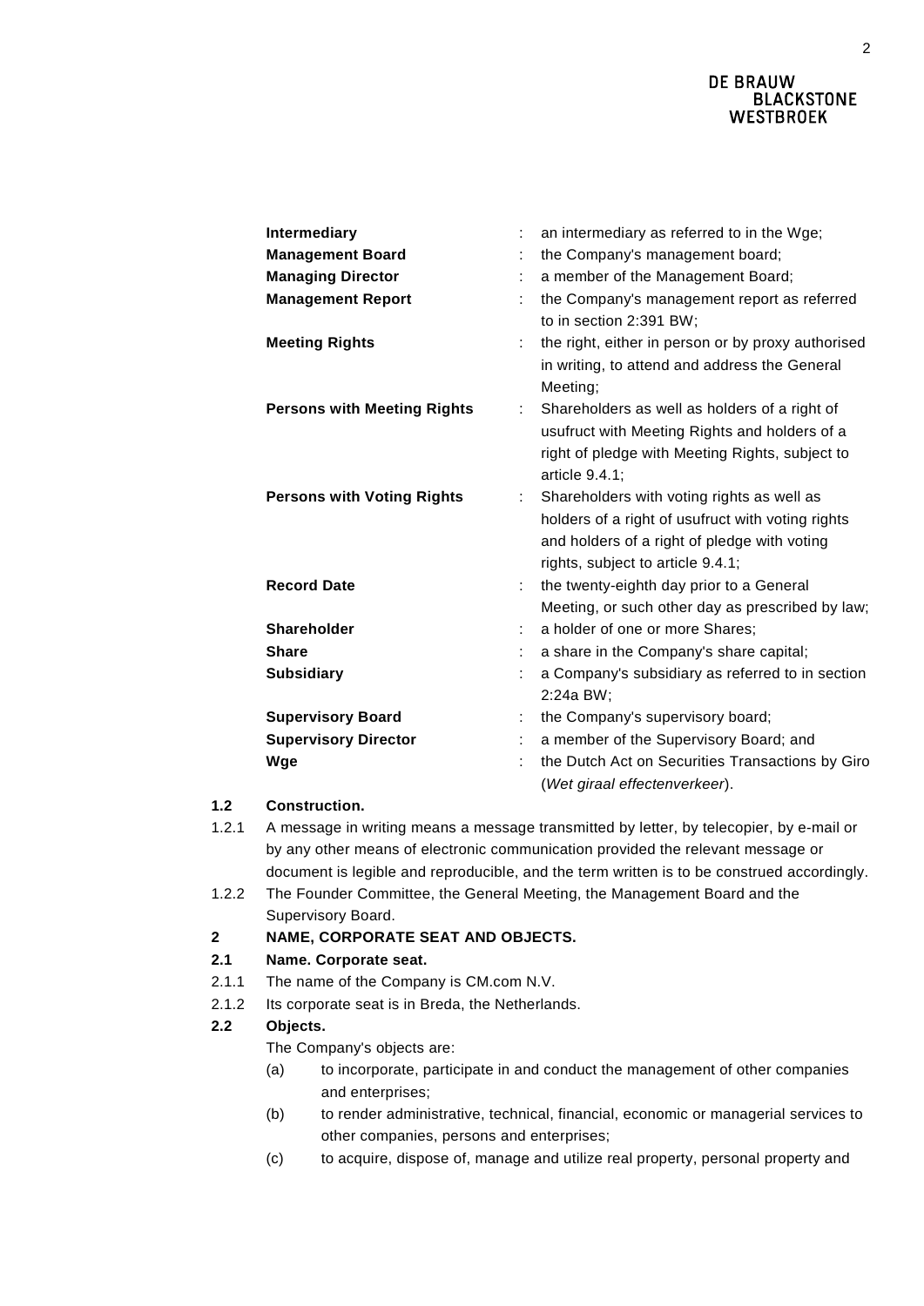| | | |
|---|---|---|
| **Intermediary** | : | an intermediary as referred to in the Wge; |
| **Management Board** | : | the Company's management board; |
| **Managing Director** | : | a member of the Management Board; |
| **Management Report** | : | the Company's management report as referred to in section 2:391 BW; |
| **Meeting Rights** | : | the right, either in person or by proxy authorised in writing, to attend and address the General Meeting; |
| **Persons with Meeting Rights** | : | Shareholders as well as holders of a right of usufruct with Meeting Rights and holders of a right of pledge with Meeting Rights, subject to article 9.4.1; |
| **Persons with Voting Rights** | : | Shareholders with voting rights as well as holders of a right of usufruct with voting rights and holders of a right of pledge with voting rights, subject to article 9.4.1; |
| **Record Date** | : | the twenty-eighth day prior to a General Meeting, or such other day as prescribed by law; |
| **Shareholder** | : | a holder of one or more Shares; |
| **Share** | : | a share in the Company's share capital; |
| **Subsidiary** | : | a Company's subsidiary as referred to in section 2:24a BW; |
| **Supervisory Board** | : | the Company's supervisory board; |
| **Supervisory Director** | : | a member of the Supervisory Board; and |
| **Wge** | : | the Dutch Act on Securities Transactions by Giro (*Wet giraal effectenverkeer*). |

**1.2 Construction.**

1.2.1 A message in writing means a message transmitted by letter, by telecopier, by e-mail or by any other means of electronic communication provided the relevant message or document is legible and reproducible, and the term written is to be construed accordingly.

1.2.2 The Founder Committee, the General Meeting, the Management Board and the Supervisory Board.

## 2 NAME, CORPORATE SEAT AND OBJECTS.

**2.1 Name. Corporate seat.**

2.1.1 The name of the Company is CM.com N.V.

2.1.2 Its corporate seat is in Breda, the Netherlands.

**2.2 Objects.**

The Company's objects are:

(a) to incorporate, participate in and conduct the management of other companies and enterprises;

(b) to render administrative, technical, financial, economic or managerial services to other companies, persons and enterprises;

(c) to acquire, dispose of, manage and utilize real property, personal property and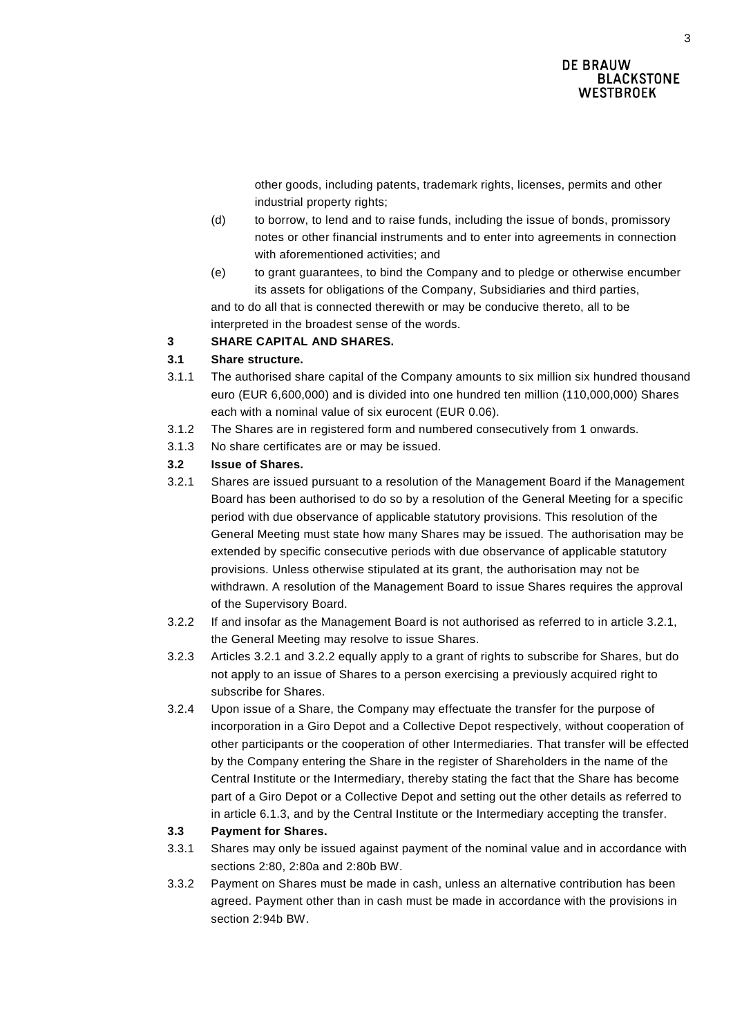other goods, including patents, trademark rights, licenses, permits and other industrial property rights;

(d) to borrow, to lend and to raise funds, including the issue of bonds, promissory notes or other financial instruments and to enter into agreements in connection with aforementioned activities; and

(e) to grant guarantees, to bind the Company and to pledge or otherwise encumber its assets for obligations of the Company, Subsidiaries and third parties,

and to do all that is connected therewith or may be conducive thereto, all to be interpreted in the broadest sense of the words.

## 3 SHARE CAPITAL AND SHARES.

### 3.1 Share structure.

3.1.1 The authorised share capital of the Company amounts to six million six hundred thousand euro (EUR 6,600,000) and is divided into one hundred ten million (110,000,000) Shares each with a nominal value of six eurocent (EUR 0.06).

3.1.2 The Shares are in registered form and numbered consecutively from 1 onwards.

3.1.3 No share certificates are or may be issued.

### 3.2 Issue of Shares.

3.2.1 Shares are issued pursuant to a resolution of the Management Board if the Management Board has been authorised to do so by a resolution of the General Meeting for a specific period with due observance of applicable statutory provisions. This resolution of the General Meeting must state how many Shares may be issued. The authorisation may be extended by specific consecutive periods with due observance of applicable statutory provisions. Unless otherwise stipulated at its grant, the authorisation may not be withdrawn. A resolution of the Management Board to issue Shares requires the approval of the Supervisory Board.

3.2.2 If and insofar as the Management Board is not authorised as referred to in article 3.2.1, the General Meeting may resolve to issue Shares.

3.2.3 Articles 3.2.1 and 3.2.2 equally apply to a grant of rights to subscribe for Shares, but do not apply to an issue of Shares to a person exercising a previously acquired right to subscribe for Shares.

3.2.4 Upon issue of a Share, the Company may effectuate the transfer for the purpose of incorporation in a Giro Depot and a Collective Depot respectively, without cooperation of other participants or the cooperation of other Intermediaries. That transfer will be effected by the Company entering the Share in the register of Shareholders in the name of the Central Institute or the Intermediary, thereby stating the fact that the Share has become part of a Giro Depot or a Collective Depot and setting out the other details as referred to in article 6.1.3, and by the Central Institute or the Intermediary accepting the transfer.

### 3.3 Payment for Shares.

3.3.1 Shares may only be issued against payment of the nominal value and in accordance with sections 2:80, 2:80a and 2:80b BW.

3.3.2 Payment on Shares must be made in cash, unless an alternative contribution has been agreed. Payment other than in cash must be made in accordance with the provisions in section 2:94b BW.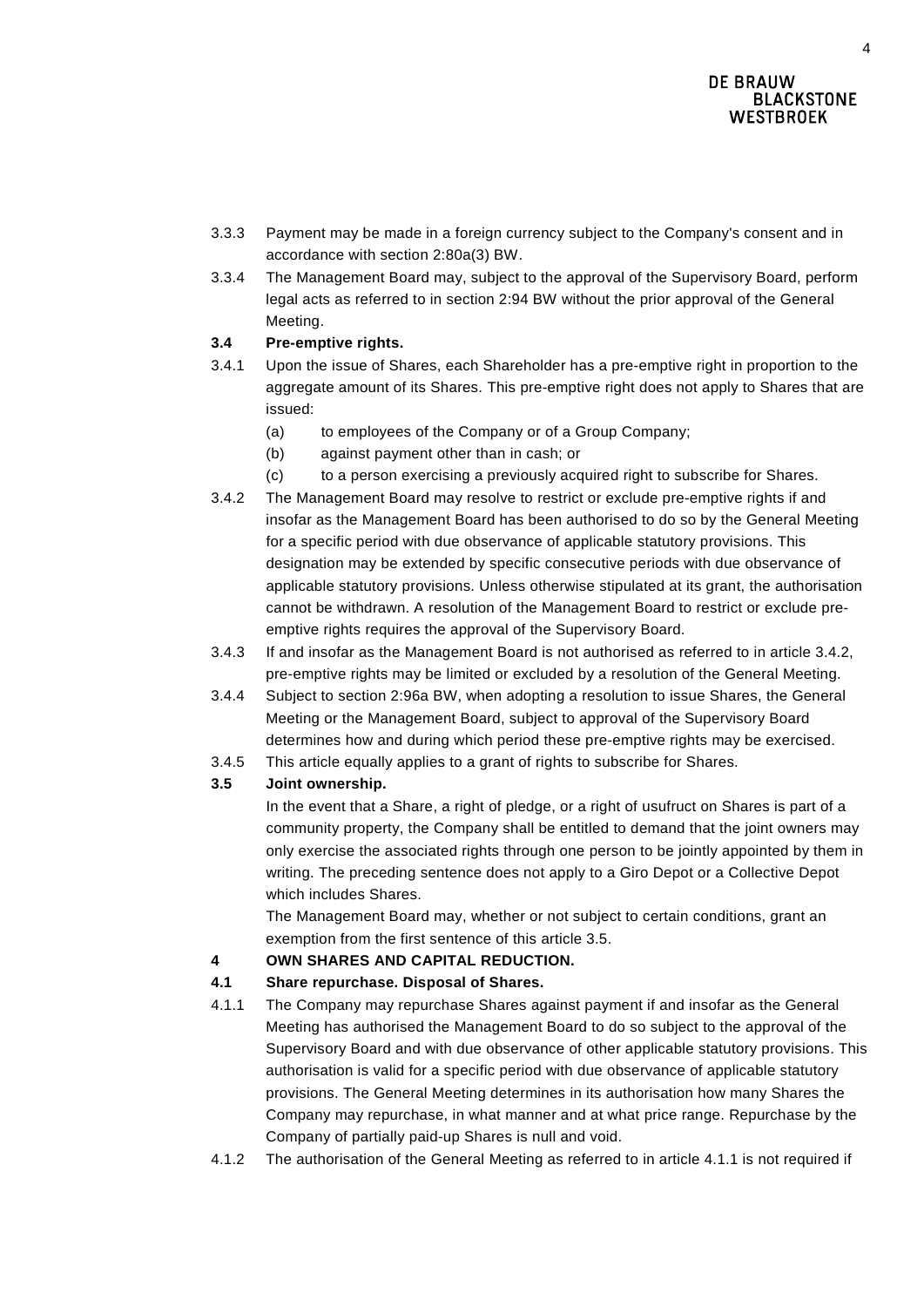3.3.3 Payment may be made in a foreign currency subject to the Company's consent and in accordance with section 2:80a(3) BW.

3.3.4 The Management Board may, subject to the approval of the Supervisory Board, perform legal acts as referred to in section 2:94 BW without the prior approval of the General Meeting.

**3.4 Pre-emptive rights.**

3.4.1 Upon the issue of Shares, each Shareholder has a pre-emptive right in proportion to the aggregate amount of its Shares. This pre-emptive right does not apply to Shares that are issued:

(a) to employees of the Company or of a Group Company;

(b) against payment other than in cash; or

(c) to a person exercising a previously acquired right to subscribe for Shares.

3.4.2 The Management Board may resolve to restrict or exclude pre-emptive rights if and insofar as the Management Board has been authorised to do so by the General Meeting for a specific period with due observance of applicable statutory provisions. This designation may be extended by specific consecutive periods with due observance of applicable statutory provisions. Unless otherwise stipulated at its grant, the authorisation cannot be withdrawn. A resolution of the Management Board to restrict or exclude pre-emptive rights requires the approval of the Supervisory Board.

3.4.3 If and insofar as the Management Board is not authorised as referred to in article 3.4.2, pre-emptive rights may be limited or excluded by a resolution of the General Meeting.

3.4.4 Subject to section 2:96a BW, when adopting a resolution to issue Shares, the General Meeting or the Management Board, subject to approval of the Supervisory Board determines how and during which period these pre-emptive rights may be exercised.

3.4.5 This article equally applies to a grant of rights to subscribe for Shares.

**3.5 Joint ownership.**

In the event that a Share, a right of pledge, or a right of usufruct on Shares is part of a community property, the Company shall be entitled to demand that the joint owners may only exercise the associated rights through one person to be jointly appointed by them in writing. The preceding sentence does not apply to a Giro Depot or a Collective Depot which includes Shares.

The Management Board may, whether or not subject to certain conditions, grant an exemption from the first sentence of this article 3.5.

**4 OWN SHARES AND CAPITAL REDUCTION.**

**4.1 Share repurchase. Disposal of Shares.**

4.1.1 The Company may repurchase Shares against payment if and insofar as the General Meeting has authorised the Management Board to do so subject to the approval of the Supervisory Board and with due observance of other applicable statutory provisions. This authorisation is valid for a specific period with due observance of applicable statutory provisions. The General Meeting determines in its authorisation how many Shares the Company may repurchase, in what manner and at what price range. Repurchase by the Company of partially paid-up Shares is null and void.

4.1.2 The authorisation of the General Meeting as referred to in article 4.1.1 is not required if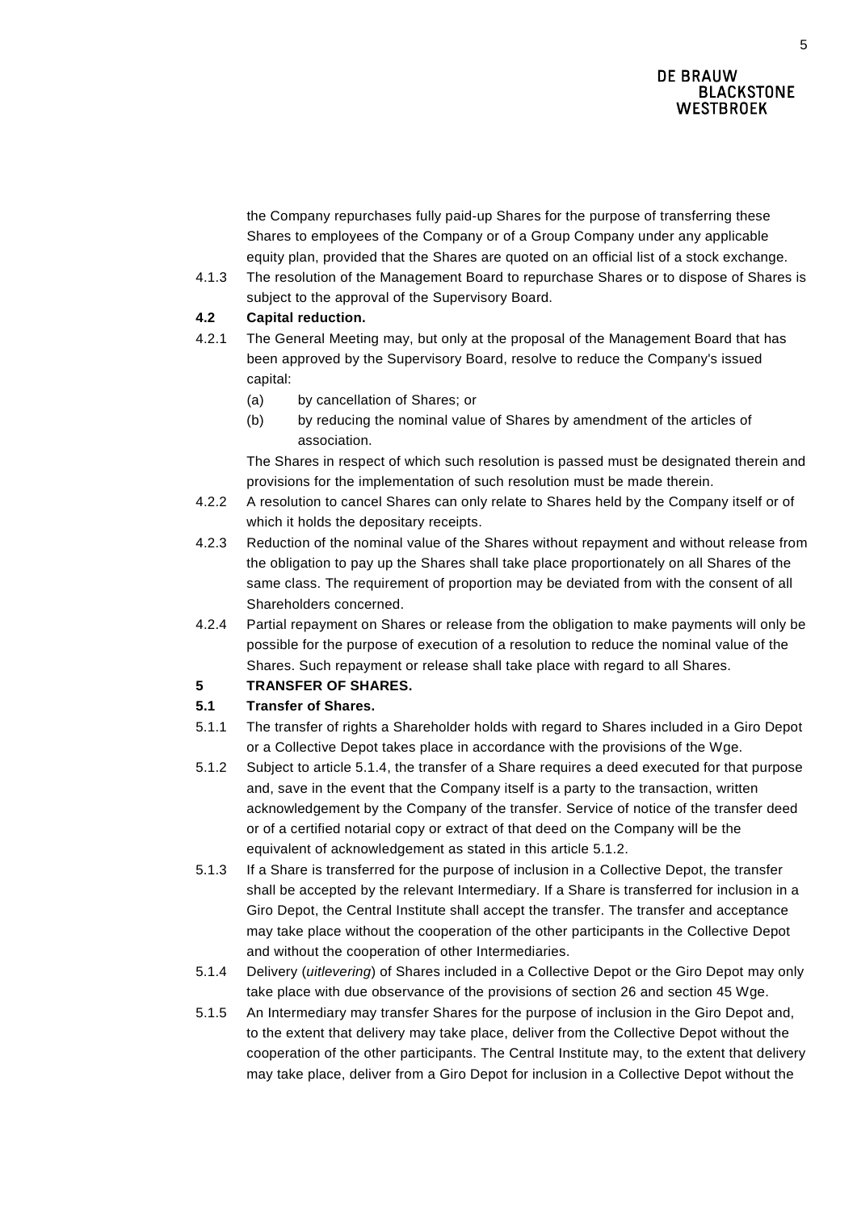the Company repurchases fully paid-up Shares for the purpose of transferring these Shares to employees of the Company or of a Group Company under any applicable equity plan, provided that the Shares are quoted on an official list of a stock exchange.

4.1.3 The resolution of the Management Board to repurchase Shares or to dispose of Shares is subject to the approval of the Supervisory Board.

**4.2 Capital reduction.**

4.2.1 The General Meeting may, but only at the proposal of the Management Board that has been approved by the Supervisory Board, resolve to reduce the Company's issued capital:

(a) by cancellation of Shares; or

(b) by reducing the nominal value of Shares by amendment of the articles of association.

The Shares in respect of which such resolution is passed must be designated therein and provisions for the implementation of such resolution must be made therein.

4.2.2 A resolution to cancel Shares can only relate to Shares held by the Company itself or of which it holds the depositary receipts.

4.2.3 Reduction of the nominal value of the Shares without repayment and without release from the obligation to pay up the Shares shall take place proportionately on all Shares of the same class. The requirement of proportion may be deviated from with the consent of all Shareholders concerned.

4.2.4 Partial repayment on Shares or release from the obligation to make payments will only be possible for the purpose of execution of a resolution to reduce the nominal value of the Shares. Such repayment or release shall take place with regard to all Shares.

**5 TRANSFER OF SHARES.**

**5.1 Transfer of Shares.**

5.1.1 The transfer of rights a Shareholder holds with regard to Shares included in a Giro Depot or a Collective Depot takes place in accordance with the provisions of the Wge.

5.1.2 Subject to article 5.1.4, the transfer of a Share requires a deed executed for that purpose and, save in the event that the Company itself is a party to the transaction, written acknowledgement by the Company of the transfer. Service of notice of the transfer deed or of a certified notarial copy or extract of that deed on the Company will be the equivalent of acknowledgement as stated in this article 5.1.2.

5.1.3 If a Share is transferred for the purpose of inclusion in a Collective Depot, the transfer shall be accepted by the relevant Intermediary. If a Share is transferred for inclusion in a Giro Depot, the Central Institute shall accept the transfer. The transfer and acceptance may take place without the cooperation of the other participants in the Collective Depot and without the cooperation of other Intermediaries.

5.1.4 Delivery (*uitlevering*) of Shares included in a Collective Depot or the Giro Depot may only take place with due observance of the provisions of section 26 and section 45 Wge.

5.1.5 An Intermediary may transfer Shares for the purpose of inclusion in the Giro Depot and, to the extent that delivery may take place, deliver from the Collective Depot without the cooperation of the other participants. The Central Institute may, to the extent that delivery may take place, deliver from a Giro Depot for inclusion in a Collective Depot without the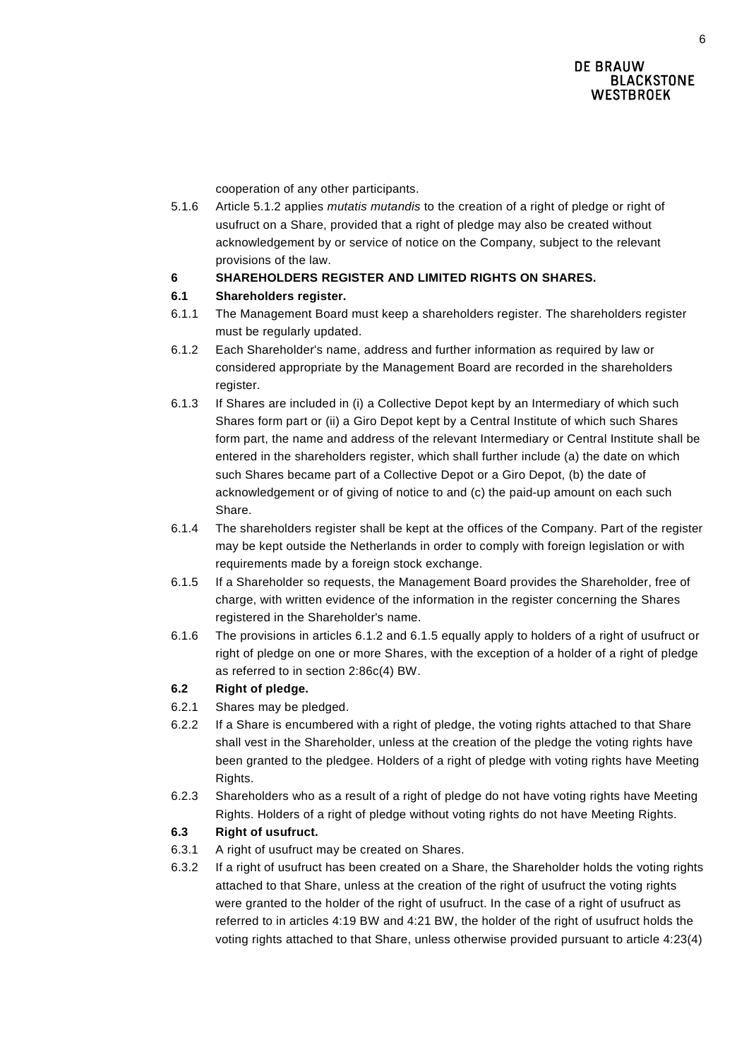cooperation of any other participants.

5.1.6 Article 5.1.2 applies *mutatis mutandis* to the creation of a right of pledge or right of usufruct on a Share, provided that a right of pledge may also be created without acknowledgement by or service of notice on the Company, subject to the relevant provisions of the law.

## 6 SHAREHOLDERS REGISTER AND LIMITED RIGHTS ON SHARES.

### 6.1 Shareholders register.

6.1.1 The Management Board must keep a shareholders register. The shareholders register must be regularly updated.

6.1.2 Each Shareholder's name, address and further information as required by law or considered appropriate by the Management Board are recorded in the shareholders register.

6.1.3 If Shares are included in (i) a Collective Depot kept by an Intermediary of which such Shares form part or (ii) a Giro Depot kept by a Central Institute of which such Shares form part, the name and address of the relevant Intermediary or Central Institute shall be entered in the shareholders register, which shall further include (a) the date on which such Shares became part of a Collective Depot or a Giro Depot, (b) the date of acknowledgement or of giving of notice to and (c) the paid-up amount on each such Share.

6.1.4 The shareholders register shall be kept at the offices of the Company. Part of the register may be kept outside the Netherlands in order to comply with foreign legislation or with requirements made by a foreign stock exchange.

6.1.5 If a Shareholder so requests, the Management Board provides the Shareholder, free of charge, with written evidence of the information in the register concerning the Shares registered in the Shareholder's name.

6.1.6 The provisions in articles 6.1.2 and 6.1.5 equally apply to holders of a right of usufruct or right of pledge on one or more Shares, with the exception of a holder of a right of pledge as referred to in section 2:86c(4) BW.

### 6.2 Right of pledge.

6.2.1 Shares may be pledged.

6.2.2 If a Share is encumbered with a right of pledge, the voting rights attached to that Share shall vest in the Shareholder, unless at the creation of the pledge the voting rights have been granted to the pledgee. Holders of a right of pledge with voting rights have Meeting Rights.

6.2.3 Shareholders who as a result of a right of pledge do not have voting rights have Meeting Rights. Holders of a right of pledge without voting rights do not have Meeting Rights.

### 6.3 Right of usufruct.

6.3.1 A right of usufruct may be created on Shares.

6.3.2 If a right of usufruct has been created on a Share, the Shareholder holds the voting rights attached to that Share, unless at the creation of the right of usufruct the voting rights were granted to the holder of the right of usufruct. In the case of a right of usufruct as referred to in articles 4:19 BW and 4:21 BW, the holder of the right of usufruct holds the voting rights attached to that Share, unless otherwise provided pursuant to article 4:23(4)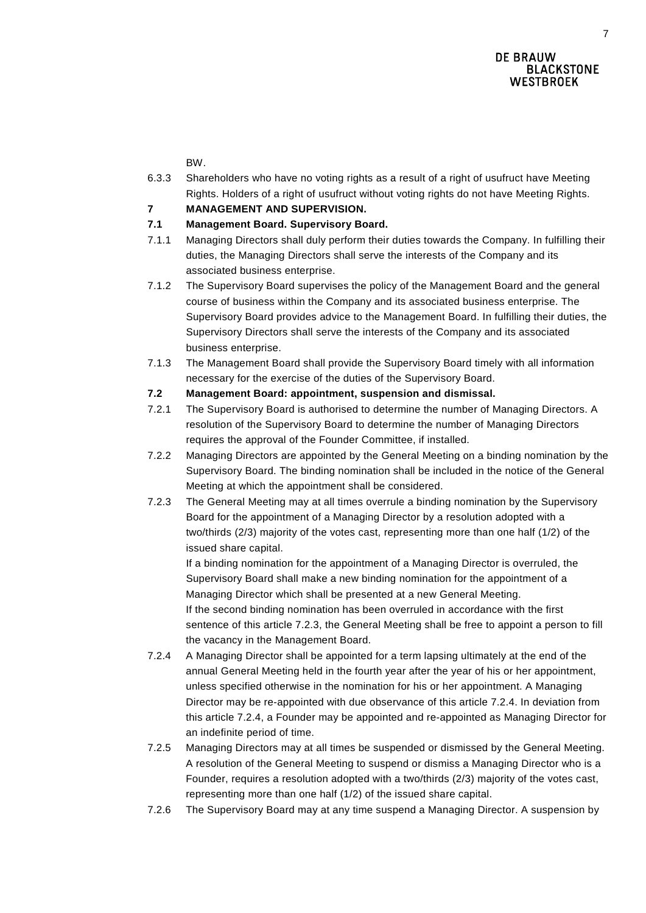BW.

6.3.3 Shareholders who have no voting rights as a result of a right of usufruct have Meeting Rights. Holders of a right of usufruct without voting rights do not have Meeting Rights.

## 7 MANAGEMENT AND SUPERVISION.

### 7.1 Management Board. Supervisory Board.

7.1.1 Managing Directors shall duly perform their duties towards the Company. In fulfilling their duties, the Managing Directors shall serve the interests of the Company and its associated business enterprise.

7.1.2 The Supervisory Board supervises the policy of the Management Board and the general course of business within the Company and its associated business enterprise. The Supervisory Board provides advice to the Management Board. In fulfilling their duties, the Supervisory Directors shall serve the interests of the Company and its associated business enterprise.

7.1.3 The Management Board shall provide the Supervisory Board timely with all information necessary for the exercise of the duties of the Supervisory Board.

### 7.2 Management Board: appointment, suspension and dismissal.

7.2.1 The Supervisory Board is authorised to determine the number of Managing Directors. A resolution of the Supervisory Board to determine the number of Managing Directors requires the approval of the Founder Committee, if installed.

7.2.2 Managing Directors are appointed by the General Meeting on a binding nomination by the Supervisory Board. The binding nomination shall be included in the notice of the General Meeting at which the appointment shall be considered.

7.2.3 The General Meeting may at all times overrule a binding nomination by the Supervisory Board for the appointment of a Managing Director by a resolution adopted with a two/thirds (2/3) majority of the votes cast, representing more than one half (1/2) of the issued share capital.

If a binding nomination for the appointment of a Managing Director is overruled, the Supervisory Board shall make a new binding nomination for the appointment of a Managing Director which shall be presented at a new General Meeting.

If the second binding nomination has been overruled in accordance with the first sentence of this article 7.2.3, the General Meeting shall be free to appoint a person to fill the vacancy in the Management Board.

7.2.4 A Managing Director shall be appointed for a term lapsing ultimately at the end of the annual General Meeting held in the fourth year after the year of his or her appointment, unless specified otherwise in the nomination for his or her appointment. A Managing Director may be re-appointed with due observance of this article 7.2.4. In deviation from this article 7.2.4, a Founder may be appointed and re-appointed as Managing Director for an indefinite period of time.

7.2.5 Managing Directors may at all times be suspended or dismissed by the General Meeting. A resolution of the General Meeting to suspend or dismiss a Managing Director who is a Founder, requires a resolution adopted with a two/thirds (2/3) majority of the votes cast, representing more than one half (1/2) of the issued share capital.

7.2.6 The Supervisory Board may at any time suspend a Managing Director. A suspension by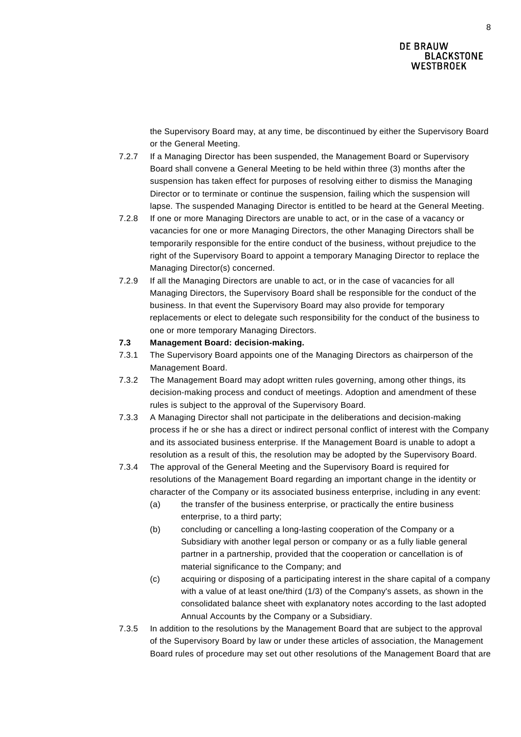the Supervisory Board may, at any time, be discontinued by either the Supervisory Board or the General Meeting.

7.2.7 If a Managing Director has been suspended, the Management Board or Supervisory Board shall convene a General Meeting to be held within three (3) months after the suspension has taken effect for purposes of resolving either to dismiss the Managing Director or to terminate or continue the suspension, failing which the suspension will lapse. The suspended Managing Director is entitled to be heard at the General Meeting.

7.2.8 If one or more Managing Directors are unable to act, or in the case of a vacancy or vacancies for one or more Managing Directors, the other Managing Directors shall be temporarily responsible for the entire conduct of the business, without prejudice to the right of the Supervisory Board to appoint a temporary Managing Director to replace the Managing Director(s) concerned.

7.2.9 If all the Managing Directors are unable to act, or in the case of vacancies for all Managing Directors, the Supervisory Board shall be responsible for the conduct of the business. In that event the Supervisory Board may also provide for temporary replacements or elect to delegate such responsibility for the conduct of the business to one or more temporary Managing Directors.

**7.3 Management Board: decision-making.**

7.3.1 The Supervisory Board appoints one of the Managing Directors as chairperson of the Management Board.

7.3.2 The Management Board may adopt written rules governing, among other things, its decision-making process and conduct of meetings. Adoption and amendment of these rules is subject to the approval of the Supervisory Board.

7.3.3 A Managing Director shall not participate in the deliberations and decision-making process if he or she has a direct or indirect personal conflict of interest with the Company and its associated business enterprise. If the Management Board is unable to adopt a resolution as a result of this, the resolution may be adopted by the Supervisory Board.

7.3.4 The approval of the General Meeting and the Supervisory Board is required for resolutions of the Management Board regarding an important change in the identity or character of the Company or its associated business enterprise, including in any event:

(a) the transfer of the business enterprise, or practically the entire business enterprise, to a third party;

(b) concluding or cancelling a long-lasting cooperation of the Company or a Subsidiary with another legal person or company or as a fully liable general partner in a partnership, provided that the cooperation or cancellation is of material significance to the Company; and

(c) acquiring or disposing of a participating interest in the share capital of a company with a value of at least one/third (1/3) of the Company's assets, as shown in the consolidated balance sheet with explanatory notes according to the last adopted Annual Accounts by the Company or a Subsidiary.

7.3.5 In addition to the resolutions by the Management Board that are subject to the approval of the Supervisory Board by law or under these articles of association, the Management Board rules of procedure may set out other resolutions of the Management Board that are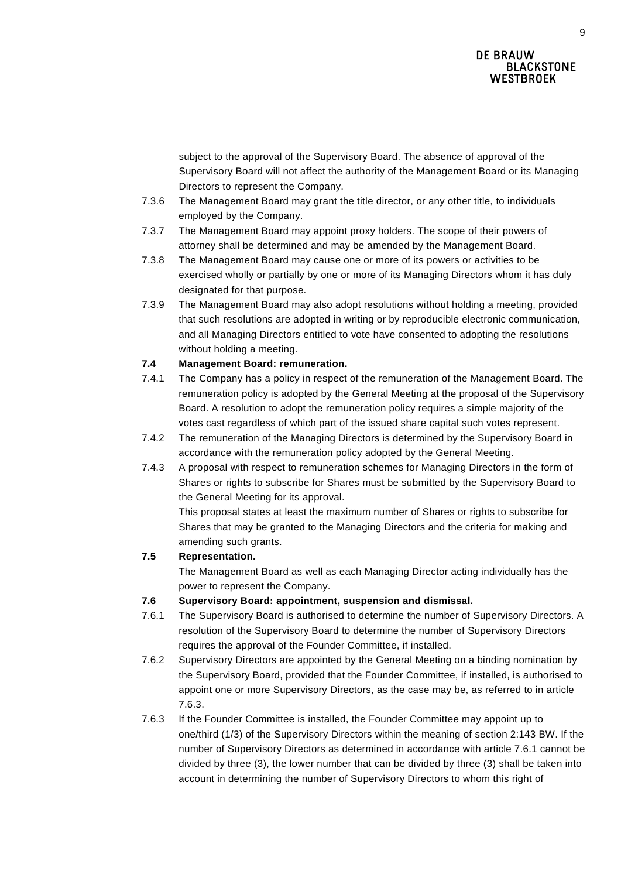subject to the approval of the Supervisory Board. The absence of approval of the Supervisory Board will not affect the authority of the Management Board or its Managing Directors to represent the Company.

7.3.6 The Management Board may grant the title director, or any other title, to individuals employed by the Company.

7.3.7 The Management Board may appoint proxy holders. The scope of their powers of attorney shall be determined and may be amended by the Management Board.

7.3.8 The Management Board may cause one or more of its powers or activities to be exercised wholly or partially by one or more of its Managing Directors whom it has duly designated for that purpose.

7.3.9 The Management Board may also adopt resolutions without holding a meeting, provided that such resolutions are adopted in writing or by reproducible electronic communication, and all Managing Directors entitled to vote have consented to adopting the resolutions without holding a meeting.

**7.4 Management Board: remuneration.**

7.4.1 The Company has a policy in respect of the remuneration of the Management Board. The remuneration policy is adopted by the General Meeting at the proposal of the Supervisory Board. A resolution to adopt the remuneration policy requires a simple majority of the votes cast regardless of which part of the issued share capital such votes represent.

7.4.2 The remuneration of the Managing Directors is determined by the Supervisory Board in accordance with the remuneration policy adopted by the General Meeting.

7.4.3 A proposal with respect to remuneration schemes for Managing Directors in the form of Shares or rights to subscribe for Shares must be submitted by the Supervisory Board to the General Meeting for its approval.
This proposal states at least the maximum number of Shares or rights to subscribe for Shares that may be granted to the Managing Directors and the criteria for making and amending such grants.

**7.5 Representation.**

The Management Board as well as each Managing Director acting individually has the power to represent the Company.

**7.6 Supervisory Board: appointment, suspension and dismissal.**

7.6.1 The Supervisory Board is authorised to determine the number of Supervisory Directors. A resolution of the Supervisory Board to determine the number of Supervisory Directors requires the approval of the Founder Committee, if installed.

7.6.2 Supervisory Directors are appointed by the General Meeting on a binding nomination by the Supervisory Board, provided that the Founder Committee, if installed, is authorised to appoint one or more Supervisory Directors, as the case may be, as referred to in article 7.6.3.

7.6.3 If the Founder Committee is installed, the Founder Committee may appoint up to one/third (1/3) of the Supervisory Directors within the meaning of section 2:143 BW. If the number of Supervisory Directors as determined in accordance with article 7.6.1 cannot be divided by three (3), the lower number that can be divided by three (3) shall be taken into account in determining the number of Supervisory Directors to whom this right of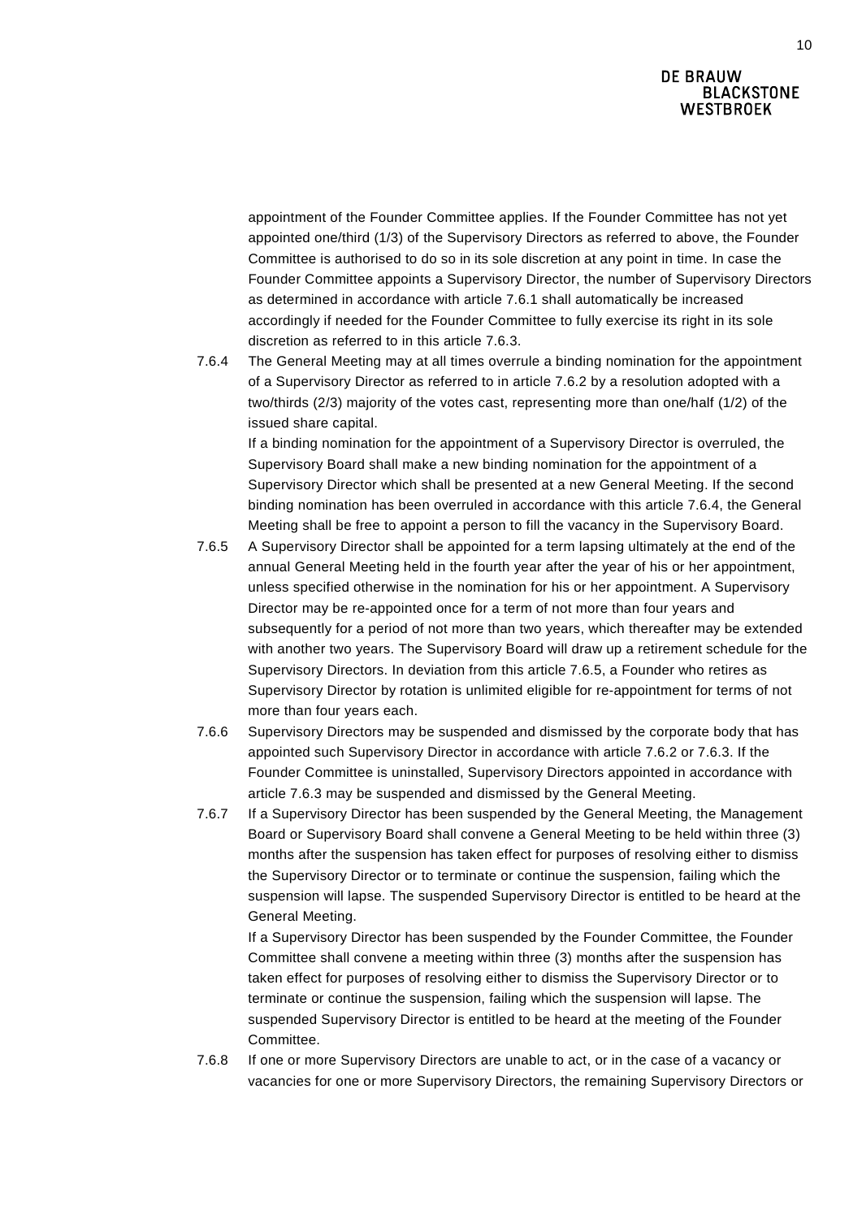appointment of the Founder Committee applies. If the Founder Committee has not yet appointed one/third (1/3) of the Supervisory Directors as referred to above, the Founder Committee is authorised to do so in its sole discretion at any point in time. In case the Founder Committee appoints a Supervisory Director, the number of Supervisory Directors as determined in accordance with article 7.6.1 shall automatically be increased accordingly if needed for the Founder Committee to fully exercise its right in its sole discretion as referred to in this article 7.6.3.

7.6.4 The General Meeting may at all times overrule a binding nomination for the appointment of a Supervisory Director as referred to in article 7.6.2 by a resolution adopted with a two/thirds (2/3) majority of the votes cast, representing more than one/half (1/2) of the issued share capital.

If a binding nomination for the appointment of a Supervisory Director is overruled, the Supervisory Board shall make a new binding nomination for the appointment of a Supervisory Director which shall be presented at a new General Meeting. If the second binding nomination has been overruled in accordance with this article 7.6.4, the General Meeting shall be free to appoint a person to fill the vacancy in the Supervisory Board.

7.6.5 A Supervisory Director shall be appointed for a term lapsing ultimately at the end of the annual General Meeting held in the fourth year after the year of his or her appointment, unless specified otherwise in the nomination for his or her appointment. A Supervisory Director may be re-appointed once for a term of not more than four years and subsequently for a period of not more than two years, which thereafter may be extended with another two years. The Supervisory Board will draw up a retirement schedule for the Supervisory Directors. In deviation from this article 7.6.5, a Founder who retires as Supervisory Director by rotation is unlimited eligible for re-appointment for terms of not more than four years each.

7.6.6 Supervisory Directors may be suspended and dismissed by the corporate body that has appointed such Supervisory Director in accordance with article 7.6.2 or 7.6.3. If the Founder Committee is uninstalled, Supervisory Directors appointed in accordance with article 7.6.3 may be suspended and dismissed by the General Meeting.

7.6.7 If a Supervisory Director has been suspended by the General Meeting, the Management Board or Supervisory Board shall convene a General Meeting to be held within three (3) months after the suspension has taken effect for purposes of resolving either to dismiss the Supervisory Director or to terminate or continue the suspension, failing which the suspension will lapse. The suspended Supervisory Director is entitled to be heard at the General Meeting.

If a Supervisory Director has been suspended by the Founder Committee, the Founder Committee shall convene a meeting within three (3) months after the suspension has taken effect for purposes of resolving either to dismiss the Supervisory Director or to terminate or continue the suspension, failing which the suspension will lapse. The suspended Supervisory Director is entitled to be heard at the meeting of the Founder Committee.

7.6.8 If one or more Supervisory Directors are unable to act, or in the case of a vacancy or vacancies for one or more Supervisory Directors, the remaining Supervisory Directors or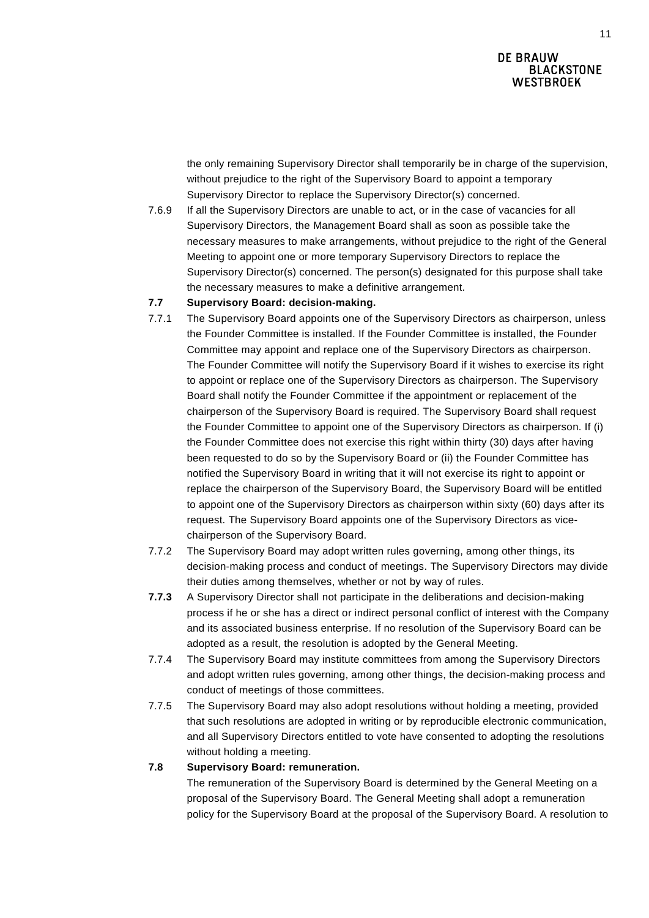the only remaining Supervisory Director shall temporarily be in charge of the supervision, without prejudice to the right of the Supervisory Board to appoint a temporary Supervisory Director to replace the Supervisory Director(s) concerned.

7.6.9 If all the Supervisory Directors are unable to act, or in the case of vacancies for all Supervisory Directors, the Management Board shall as soon as possible take the necessary measures to make arrangements, without prejudice to the right of the General Meeting to appoint one or more temporary Supervisory Directors to replace the Supervisory Director(s) concerned. The person(s) designated for this purpose shall take the necessary measures to make a definitive arrangement.

**7.7 Supervisory Board: decision-making.**

7.7.1 The Supervisory Board appoints one of the Supervisory Directors as chairperson, unless the Founder Committee is installed. If the Founder Committee is installed, the Founder Committee may appoint and replace one of the Supervisory Directors as chairperson. The Founder Committee will notify the Supervisory Board if it wishes to exercise its right to appoint or replace one of the Supervisory Directors as chairperson. The Supervisory Board shall notify the Founder Committee if the appointment or replacement of the chairperson of the Supervisory Board is required. The Supervisory Board shall request the Founder Committee to appoint one of the Supervisory Directors as chairperson. If (i) the Founder Committee does not exercise this right within thirty (30) days after having been requested to do so by the Supervisory Board or (ii) the Founder Committee has notified the Supervisory Board in writing that it will not exercise its right to appoint or replace the chairperson of the Supervisory Board, the Supervisory Board will be entitled to appoint one of the Supervisory Directors as chairperson within sixty (60) days after its request. The Supervisory Board appoints one of the Supervisory Directors as vice-chairperson of the Supervisory Board.

7.7.2 The Supervisory Board may adopt written rules governing, among other things, its decision-making process and conduct of meetings. The Supervisory Directors may divide their duties among themselves, whether or not by way of rules.

**7.7.3** A Supervisory Director shall not participate in the deliberations and decision-making process if he or she has a direct or indirect personal conflict of interest with the Company and its associated business enterprise. If no resolution of the Supervisory Board can be adopted as a result, the resolution is adopted by the General Meeting.

7.7.4 The Supervisory Board may institute committees from among the Supervisory Directors and adopt written rules governing, among other things, the decision-making process and conduct of meetings of those committees.

7.7.5 The Supervisory Board may also adopt resolutions without holding a meeting, provided that such resolutions are adopted in writing or by reproducible electronic communication, and all Supervisory Directors entitled to vote have consented to adopting the resolutions without holding a meeting.

**7.8 Supervisory Board: remuneration.**

The remuneration of the Supervisory Board is determined by the General Meeting on a proposal of the Supervisory Board. The General Meeting shall adopt a remuneration policy for the Supervisory Board at the proposal of the Supervisory Board. A resolution to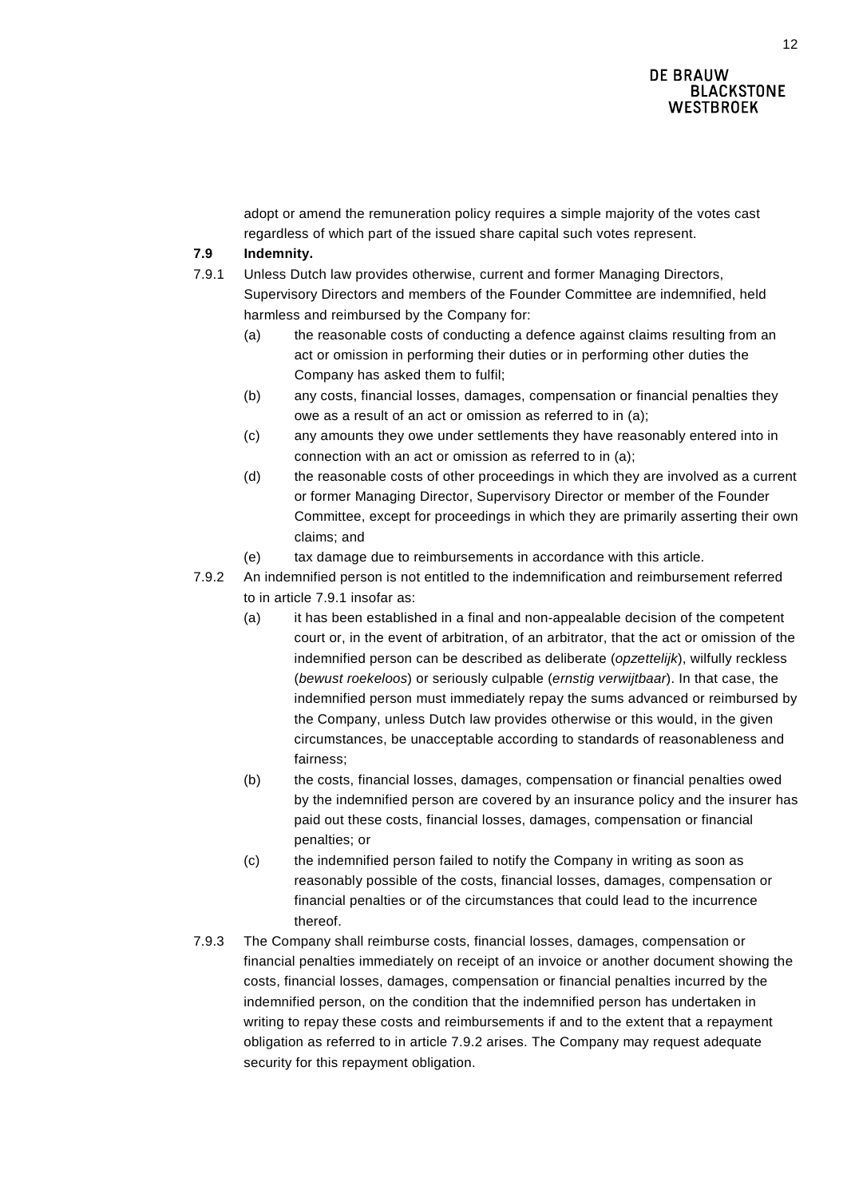adopt or amend the remuneration policy requires a simple majority of the votes cast regardless of which part of the issued share capital such votes represent.

**7.9 Indemnity.**

7.9.1 Unless Dutch law provides otherwise, current and former Managing Directors, Supervisory Directors and members of the Founder Committee are indemnified, held harmless and reimbursed by the Company for:

(a) the reasonable costs of conducting a defence against claims resulting from an act or omission in performing their duties or in performing other duties the Company has asked them to fulfil;

(b) any costs, financial losses, damages, compensation or financial penalties they owe as a result of an act or omission as referred to in (a);

(c) any amounts they owe under settlements they have reasonably entered into in connection with an act or omission as referred to in (a);

(d) the reasonable costs of other proceedings in which they are involved as a current or former Managing Director, Supervisory Director or member of the Founder Committee, except for proceedings in which they are primarily asserting their own claims; and

(e) tax damage due to reimbursements in accordance with this article.

7.9.2 An indemnified person is not entitled to the indemnification and reimbursement referred to in article 7.9.1 insofar as:

(a) it has been established in a final and non-appealable decision of the competent court or, in the event of arbitration, of an arbitrator, that the act or omission of the indemnified person can be described as deliberate (*opzettelijk*), wilfully reckless (*bewust roekeloos*) or seriously culpable (*ernstig verwijtbaar*). In that case, the indemnified person must immediately repay the sums advanced or reimbursed by the Company, unless Dutch law provides otherwise or this would, in the given circumstances, be unacceptable according to standards of reasonableness and fairness;

(b) the costs, financial losses, damages, compensation or financial penalties owed by the indemnified person are covered by an insurance policy and the insurer has paid out these costs, financial losses, damages, compensation or financial penalties; or

(c) the indemnified person failed to notify the Company in writing as soon as reasonably possible of the costs, financial losses, damages, compensation or financial penalties or of the circumstances that could lead to the incurrence thereof.

7.9.3 The Company shall reimburse costs, financial losses, damages, compensation or financial penalties immediately on receipt of an invoice or another document showing the costs, financial losses, damages, compensation or financial penalties incurred by the indemnified person, on the condition that the indemnified person has undertaken in writing to repay these costs and reimbursements if and to the extent that a repayment obligation as referred to in article 7.9.2 arises. The Company may request adequate security for this repayment obligation.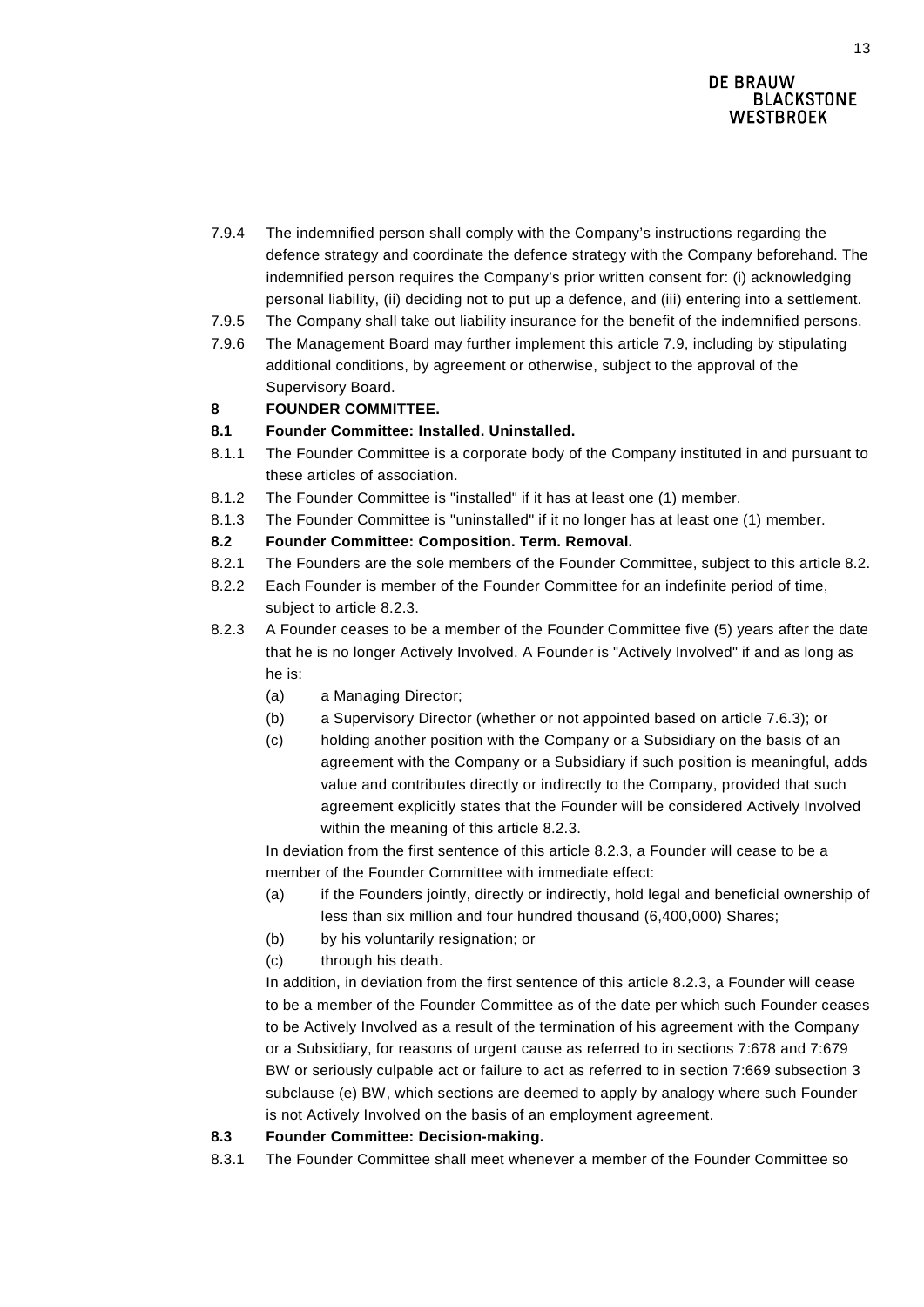7.9.4 The indemnified person shall comply with the Company's instructions regarding the defence strategy and coordinate the defence strategy with the Company beforehand. The indemnified person requires the Company's prior written consent for: (i) acknowledging personal liability, (ii) deciding not to put up a defence, and (iii) entering into a settlement.

7.9.5 The Company shall take out liability insurance for the benefit of the indemnified persons.

7.9.6 The Management Board may further implement this article 7.9, including by stipulating additional conditions, by agreement or otherwise, subject to the approval of the Supervisory Board.

**8 FOUNDER COMMITTEE.**

**8.1 Founder Committee: Installed. Uninstalled.**

8.1.1 The Founder Committee is a corporate body of the Company instituted in and pursuant to these articles of association.

8.1.2 The Founder Committee is "installed" if it has at least one (1) member.

8.1.3 The Founder Committee is "uninstalled" if it no longer has at least one (1) member.

**8.2 Founder Committee: Composition. Term. Removal.**

8.2.1 The Founders are the sole members of the Founder Committee, subject to this article 8.2.

8.2.2 Each Founder is member of the Founder Committee for an indefinite period of time, subject to article 8.2.3.

8.2.3 A Founder ceases to be a member of the Founder Committee five (5) years after the date that he is no longer Actively Involved. A Founder is "Actively Involved" if and as long as he is:

(a) a Managing Director;

(b) a Supervisory Director (whether or not appointed based on article 7.6.3); or

(c) holding another position with the Company or a Subsidiary on the basis of an agreement with the Company or a Subsidiary if such position is meaningful, adds value and contributes directly or indirectly to the Company, provided that such agreement explicitly states that the Founder will be considered Actively Involved within the meaning of this article 8.2.3.

In deviation from the first sentence of this article 8.2.3, a Founder will cease to be a member of the Founder Committee with immediate effect:

(a) if the Founders jointly, directly or indirectly, hold legal and beneficial ownership of less than six million and four hundred thousand (6,400,000) Shares;

(b) by his voluntarily resignation; or

(c) through his death.

In addition, in deviation from the first sentence of this article 8.2.3, a Founder will cease to be a member of the Founder Committee as of the date per which such Founder ceases to be Actively Involved as a result of the termination of his agreement with the Company or a Subsidiary, for reasons of urgent cause as referred to in sections 7:678 and 7:679 BW or seriously culpable act or failure to act as referred to in section 7:669 subsection 3 subclause (e) BW, which sections are deemed to apply by analogy where such Founder is not Actively Involved on the basis of an employment agreement.

**8.3 Founder Committee: Decision-making.**

8.3.1 The Founder Committee shall meet whenever a member of the Founder Committee so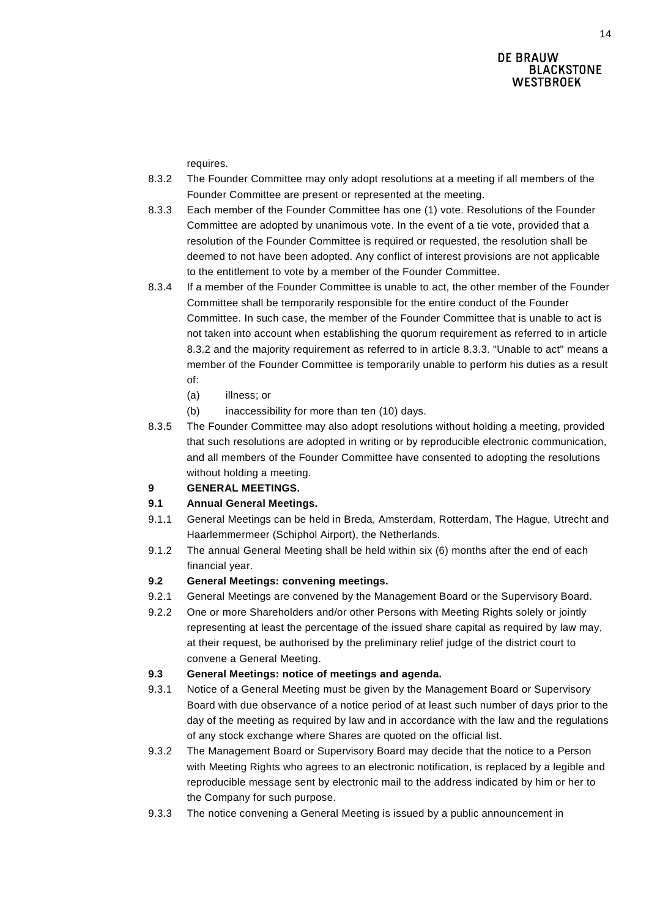requires.

8.3.2 The Founder Committee may only adopt resolutions at a meeting if all members of the Founder Committee are present or represented at the meeting.

8.3.3 Each member of the Founder Committee has one (1) vote. Resolutions of the Founder Committee are adopted by unanimous vote. In the event of a tie vote, provided that a resolution of the Founder Committee is required or requested, the resolution shall be deemed to not have been adopted. Any conflict of interest provisions are not applicable to the entitlement to vote by a member of the Founder Committee.

8.3.4 If a member of the Founder Committee is unable to act, the other member of the Founder Committee shall be temporarily responsible for the entire conduct of the Founder Committee. In such case, the member of the Founder Committee that is unable to act is not taken into account when establishing the quorum requirement as referred to in article 8.3.2 and the majority requirement as referred to in article 8.3.3. "Unable to act" means a member of the Founder Committee is temporarily unable to perform his duties as a result of:

(a) illness; or

(b) inaccessibility for more than ten (10) days.

8.3.5 The Founder Committee may also adopt resolutions without holding a meeting, provided that such resolutions are adopted in writing or by reproducible electronic communication, and all members of the Founder Committee have consented to adopting the resolutions without holding a meeting.

## 9 GENERAL MEETINGS.

### 9.1 Annual General Meetings.

9.1.1 General Meetings can be held in Breda, Amsterdam, Rotterdam, The Hague, Utrecht and Haarlemmermeer (Schiphol Airport), the Netherlands.

9.1.2 The annual General Meeting shall be held within six (6) months after the end of each financial year.

### 9.2 General Meetings: convening meetings.

9.2.1 General Meetings are convened by the Management Board or the Supervisory Board.

9.2.2 One or more Shareholders and/or other Persons with Meeting Rights solely or jointly representing at least the percentage of the issued share capital as required by law may, at their request, be authorised by the preliminary relief judge of the district court to convene a General Meeting.

### 9.3 General Meetings: notice of meetings and agenda.

9.3.1 Notice of a General Meeting must be given by the Management Board or Supervisory Board with due observance of a notice period of at least such number of days prior to the day of the meeting as required by law and in accordance with the law and the regulations of any stock exchange where Shares are quoted on the official list.

9.3.2 The Management Board or Supervisory Board may decide that the notice to a Person with Meeting Rights who agrees to an electronic notification, is replaced by a legible and reproducible message sent by electronic mail to the address indicated by him or her to the Company for such purpose.

9.3.3 The notice convening a General Meeting is issued by a public announcement in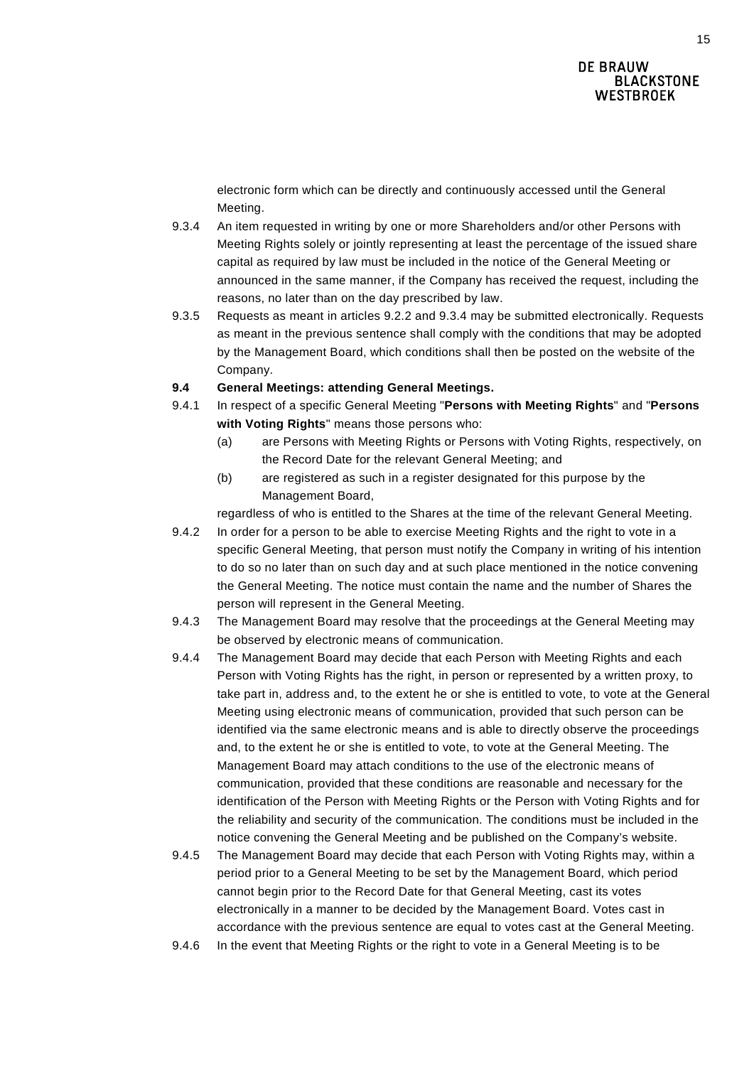electronic form which can be directly and continuously accessed until the General Meeting.

9.3.4 An item requested in writing by one or more Shareholders and/or other Persons with Meeting Rights solely or jointly representing at least the percentage of the issued share capital as required by law must be included in the notice of the General Meeting or announced in the same manner, if the Company has received the request, including the reasons, no later than on the day prescribed by law.

9.3.5 Requests as meant in articles 9.2.2 and 9.3.4 may be submitted electronically. Requests as meant in the previous sentence shall comply with the conditions that may be adopted by the Management Board, which conditions shall then be posted on the website of the Company.

**9.4 General Meetings: attending General Meetings.**

9.4.1 In respect of a specific General Meeting "**Persons with Meeting Rights**" and "**Persons with Voting Rights**" means those persons who:

(a) are Persons with Meeting Rights or Persons with Voting Rights, respectively, on the Record Date for the relevant General Meeting; and

(b) are registered as such in a register designated for this purpose by the Management Board,

regardless of who is entitled to the Shares at the time of the relevant General Meeting.

9.4.2 In order for a person to be able to exercise Meeting Rights and the right to vote in a specific General Meeting, that person must notify the Company in writing of his intention to do so no later than on such day and at such place mentioned in the notice convening the General Meeting. The notice must contain the name and the number of Shares the person will represent in the General Meeting.

9.4.3 The Management Board may resolve that the proceedings at the General Meeting may be observed by electronic means of communication.

9.4.4 The Management Board may decide that each Person with Meeting Rights and each Person with Voting Rights has the right, in person or represented by a written proxy, to take part in, address and, to the extent he or she is entitled to vote, to vote at the General Meeting using electronic means of communication, provided that such person can be identified via the same electronic means and is able to directly observe the proceedings and, to the extent he or she is entitled to vote, to vote at the General Meeting. The Management Board may attach conditions to the use of the electronic means of communication, provided that these conditions are reasonable and necessary for the identification of the Person with Meeting Rights or the Person with Voting Rights and for the reliability and security of the communication. The conditions must be included in the notice convening the General Meeting and be published on the Company's website.

9.4.5 The Management Board may decide that each Person with Voting Rights may, within a period prior to a General Meeting to be set by the Management Board, which period cannot begin prior to the Record Date for that General Meeting, cast its votes electronically in a manner to be decided by the Management Board. Votes cast in accordance with the previous sentence are equal to votes cast at the General Meeting.

9.4.6 In the event that Meeting Rights or the right to vote in a General Meeting is to be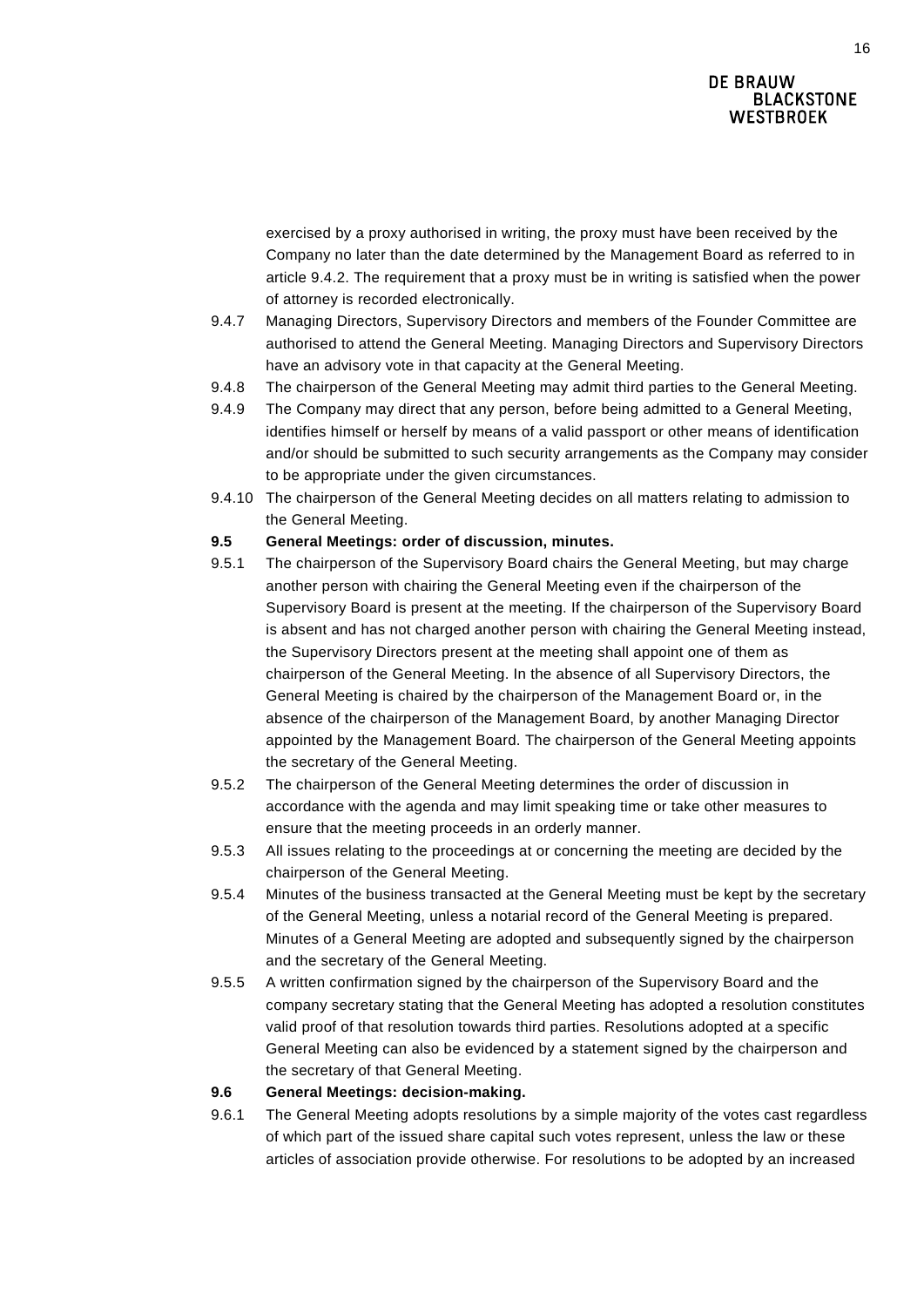exercised by a proxy authorised in writing, the proxy must have been received by the Company no later than the date determined by the Management Board as referred to in article 9.4.2. The requirement that a proxy must be in writing is satisfied when the power of attorney is recorded electronically.

9.4.7 Managing Directors, Supervisory Directors and members of the Founder Committee are authorised to attend the General Meeting. Managing Directors and Supervisory Directors have an advisory vote in that capacity at the General Meeting.

9.4.8 The chairperson of the General Meeting may admit third parties to the General Meeting.

9.4.9 The Company may direct that any person, before being admitted to a General Meeting, identifies himself or herself by means of a valid passport or other means of identification and/or should be submitted to such security arrangements as the Company may consider to be appropriate under the given circumstances.

9.4.10 The chairperson of the General Meeting decides on all matters relating to admission to the General Meeting.

**9.5 General Meetings: order of discussion, minutes.**

9.5.1 The chairperson of the Supervisory Board chairs the General Meeting, but may charge another person with chairing the General Meeting even if the chairperson of the Supervisory Board is present at the meeting. If the chairperson of the Supervisory Board is absent and has not charged another person with chairing the General Meeting instead, the Supervisory Directors present at the meeting shall appoint one of them as chairperson of the General Meeting. In the absence of all Supervisory Directors, the General Meeting is chaired by the chairperson of the Management Board or, in the absence of the chairperson of the Management Board, by another Managing Director appointed by the Management Board. The chairperson of the General Meeting appoints the secretary of the General Meeting.

9.5.2 The chairperson of the General Meeting determines the order of discussion in accordance with the agenda and may limit speaking time or take other measures to ensure that the meeting proceeds in an orderly manner.

9.5.3 All issues relating to the proceedings at or concerning the meeting are decided by the chairperson of the General Meeting.

9.5.4 Minutes of the business transacted at the General Meeting must be kept by the secretary of the General Meeting, unless a notarial record of the General Meeting is prepared. Minutes of a General Meeting are adopted and subsequently signed by the chairperson and the secretary of the General Meeting.

9.5.5 A written confirmation signed by the chairperson of the Supervisory Board and the company secretary stating that the General Meeting has adopted a resolution constitutes valid proof of that resolution towards third parties. Resolutions adopted at a specific General Meeting can also be evidenced by a statement signed by the chairperson and the secretary of that General Meeting.

**9.6 General Meetings: decision-making.**

9.6.1 The General Meeting adopts resolutions by a simple majority of the votes cast regardless of which part of the issued share capital such votes represent, unless the law or these articles of association provide otherwise. For resolutions to be adopted by an increased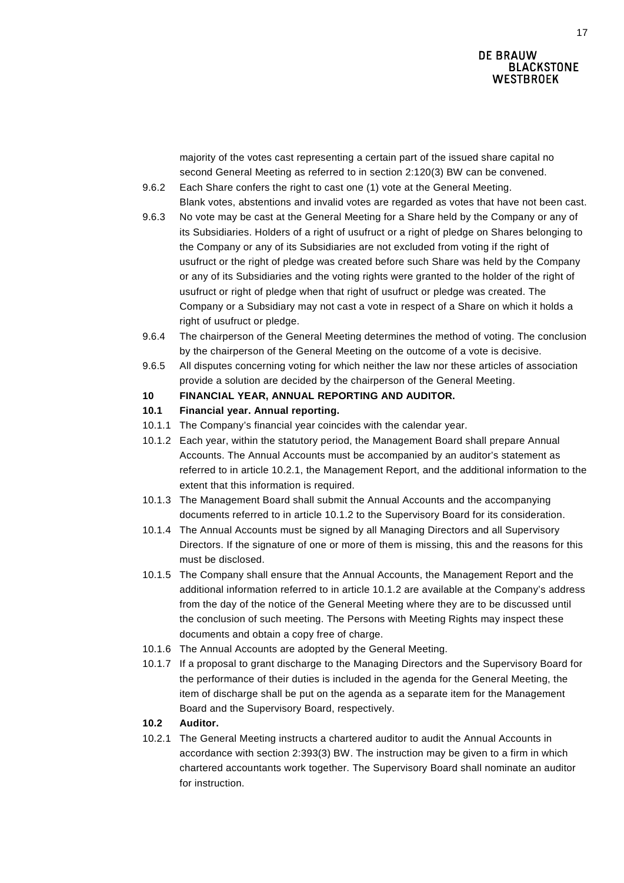majority of the votes cast representing a certain part of the issued share capital no second General Meeting as referred to in section 2:120(3) BW can be convened.

9.6.2 Each Share confers the right to cast one (1) vote at the General Meeting. Blank votes, abstentions and invalid votes are regarded as votes that have not been cast.

9.6.3 No vote may be cast at the General Meeting for a Share held by the Company or any of its Subsidiaries. Holders of a right of usufruct or a right of pledge on Shares belonging to the Company or any of its Subsidiaries are not excluded from voting if the right of usufruct or the right of pledge was created before such Share was held by the Company or any of its Subsidiaries and the voting rights were granted to the holder of the right of usufruct or right of pledge when that right of usufruct or pledge was created. The Company or a Subsidiary may not cast a vote in respect of a Share on which it holds a right of usufruct or pledge.

9.6.4 The chairperson of the General Meeting determines the method of voting. The conclusion by the chairperson of the General Meeting on the outcome of a vote is decisive.

9.6.5 All disputes concerning voting for which neither the law nor these articles of association provide a solution are decided by the chairperson of the General Meeting.

**10 FINANCIAL YEAR, ANNUAL REPORTING AND AUDITOR.**

**10.1 Financial year. Annual reporting.**

10.1.1 The Company's financial year coincides with the calendar year.

10.1.2 Each year, within the statutory period, the Management Board shall prepare Annual Accounts. The Annual Accounts must be accompanied by an auditor's statement as referred to in article 10.2.1, the Management Report, and the additional information to the extent that this information is required.

10.1.3 The Management Board shall submit the Annual Accounts and the accompanying documents referred to in article 10.1.2 to the Supervisory Board for its consideration.

10.1.4 The Annual Accounts must be signed by all Managing Directors and all Supervisory Directors. If the signature of one or more of them is missing, this and the reasons for this must be disclosed.

10.1.5 The Company shall ensure that the Annual Accounts, the Management Report and the additional information referred to in article 10.1.2 are available at the Company's address from the day of the notice of the General Meeting where they are to be discussed until the conclusion of such meeting. The Persons with Meeting Rights may inspect these documents and obtain a copy free of charge.

10.1.6 The Annual Accounts are adopted by the General Meeting.

10.1.7 If a proposal to grant discharge to the Managing Directors and the Supervisory Board for the performance of their duties is included in the agenda for the General Meeting, the item of discharge shall be put on the agenda as a separate item for the Management Board and the Supervisory Board, respectively.

**10.2 Auditor.**

10.2.1 The General Meeting instructs a chartered auditor to audit the Annual Accounts in accordance with section 2:393(3) BW. The instruction may be given to a firm in which chartered accountants work together. The Supervisory Board shall nominate an auditor for instruction.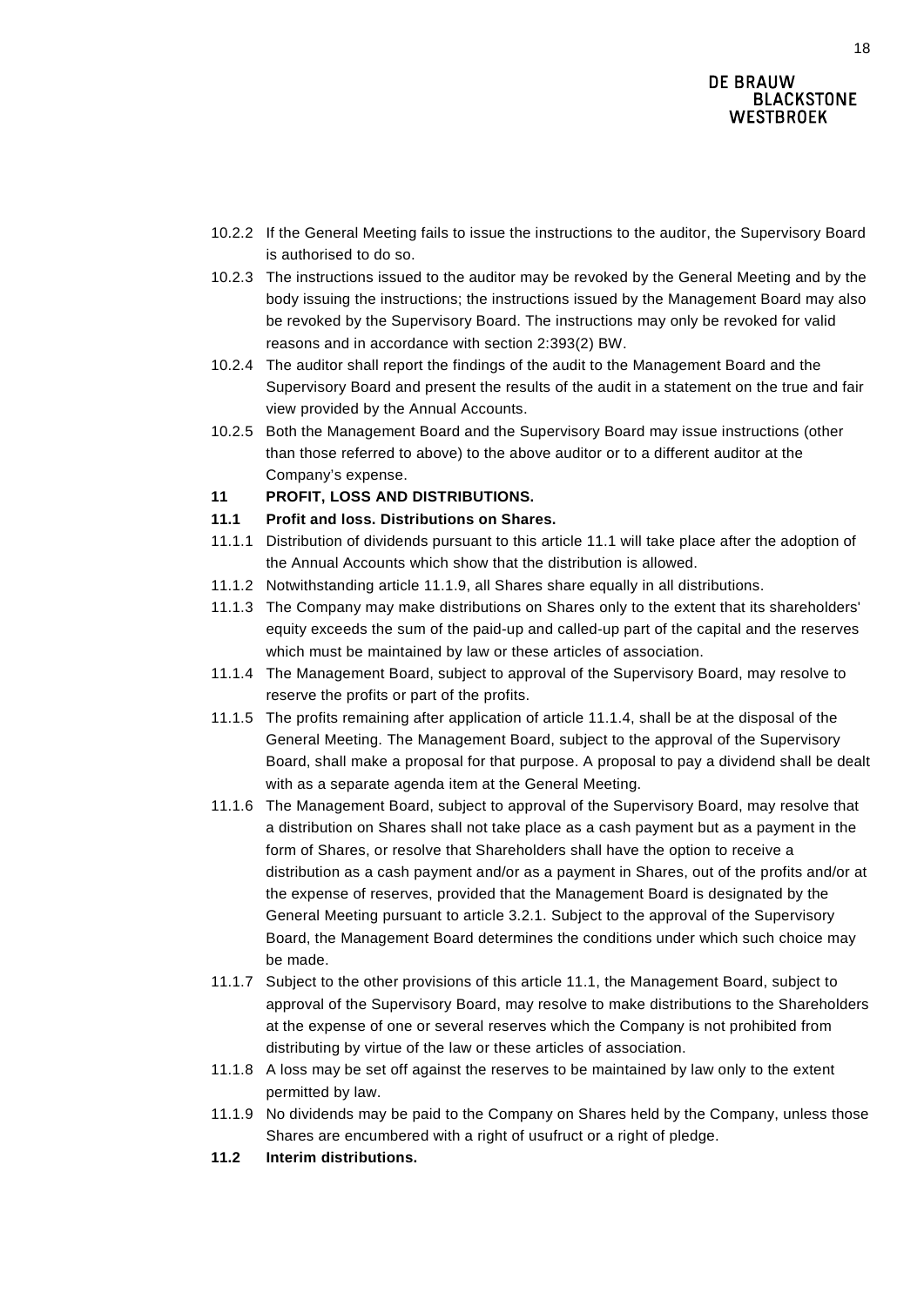10.2.2 If the General Meeting fails to issue the instructions to the auditor, the Supervisory Board is authorised to do so.

10.2.3 The instructions issued to the auditor may be revoked by the General Meeting and by the body issuing the instructions; the instructions issued by the Management Board may also be revoked by the Supervisory Board. The instructions may only be revoked for valid reasons and in accordance with section 2:393(2) BW.

10.2.4 The auditor shall report the findings of the audit to the Management Board and the Supervisory Board and present the results of the audit in a statement on the true and fair view provided by the Annual Accounts.

10.2.5 Both the Management Board and the Supervisory Board may issue instructions (other than those referred to above) to the above auditor or to a different auditor at the Company's expense.

## 11 PROFIT, LOSS AND DISTRIBUTIONS.

### 11.1 Profit and loss. Distributions on Shares.

11.1.1 Distribution of dividends pursuant to this article 11.1 will take place after the adoption of the Annual Accounts which show that the distribution is allowed.

11.1.2 Notwithstanding article 11.1.9, all Shares share equally in all distributions.

11.1.3 The Company may make distributions on Shares only to the extent that its shareholders' equity exceeds the sum of the paid-up and called-up part of the capital and the reserves which must be maintained by law or these articles of association.

11.1.4 The Management Board, subject to approval of the Supervisory Board, may resolve to reserve the profits or part of the profits.

11.1.5 The profits remaining after application of article 11.1.4, shall be at the disposal of the General Meeting. The Management Board, subject to the approval of the Supervisory Board, shall make a proposal for that purpose. A proposal to pay a dividend shall be dealt with as a separate agenda item at the General Meeting.

11.1.6 The Management Board, subject to approval of the Supervisory Board, may resolve that a distribution on Shares shall not take place as a cash payment but as a payment in the form of Shares, or resolve that Shareholders shall have the option to receive a distribution as a cash payment and/or as a payment in Shares, out of the profits and/or at the expense of reserves, provided that the Management Board is designated by the General Meeting pursuant to article 3.2.1. Subject to the approval of the Supervisory Board, the Management Board determines the conditions under which such choice may be made.

11.1.7 Subject to the other provisions of this article 11.1, the Management Board, subject to approval of the Supervisory Board, may resolve to make distributions to the Shareholders at the expense of one or several reserves which the Company is not prohibited from distributing by virtue of the law or these articles of association.

11.1.8 A loss may be set off against the reserves to be maintained by law only to the extent permitted by law.

11.1.9 No dividends may be paid to the Company on Shares held by the Company, unless those Shares are encumbered with a right of usufruct or a right of pledge.

### 11.2 Interim distributions.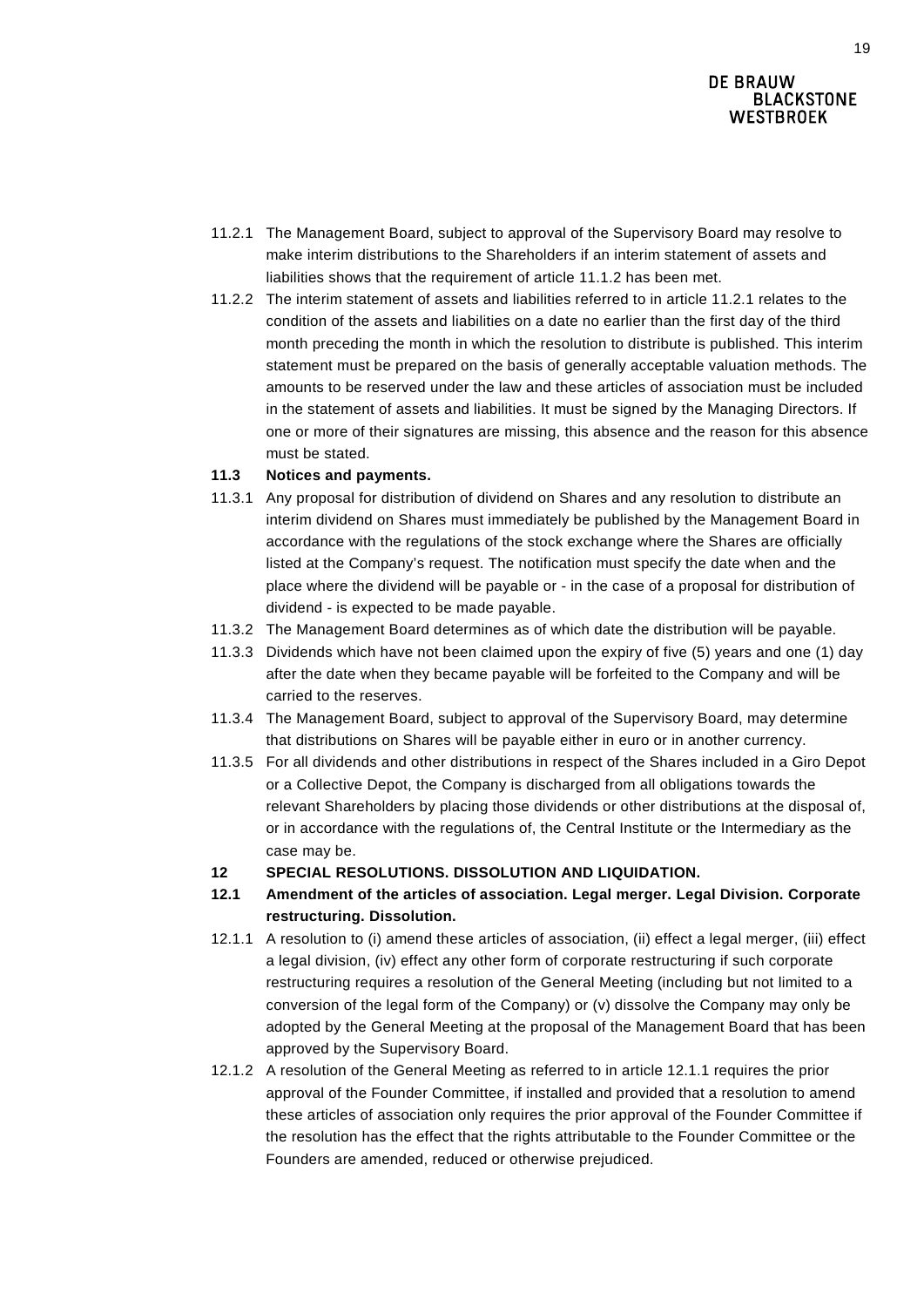11.2.1 The Management Board, subject to approval of the Supervisory Board may resolve to make interim distributions to the Shareholders if an interim statement of assets and liabilities shows that the requirement of article 11.1.2 has been met.

11.2.2 The interim statement of assets and liabilities referred to in article 11.2.1 relates to the condition of the assets and liabilities on a date no earlier than the first day of the third month preceding the month in which the resolution to distribute is published. This interim statement must be prepared on the basis of generally acceptable valuation methods. The amounts to be reserved under the law and these articles of association must be included in the statement of assets and liabilities. It must be signed by the Managing Directors. If one or more of their signatures are missing, this absence and the reason for this absence must be stated.

**11.3 Notices and payments.**

11.3.1 Any proposal for distribution of dividend on Shares and any resolution to distribute an interim dividend on Shares must immediately be published by the Management Board in accordance with the regulations of the stock exchange where the Shares are officially listed at the Company's request. The notification must specify the date when and the place where the dividend will be payable or - in the case of a proposal for distribution of dividend - is expected to be made payable.

11.3.2 The Management Board determines as of which date the distribution will be payable.

11.3.3 Dividends which have not been claimed upon the expiry of five (5) years and one (1) day after the date when they became payable will be forfeited to the Company and will be carried to the reserves.

11.3.4 The Management Board, subject to approval of the Supervisory Board, may determine that distributions on Shares will be payable either in euro or in another currency.

11.3.5 For all dividends and other distributions in respect of the Shares included in a Giro Depot or a Collective Depot, the Company is discharged from all obligations towards the relevant Shareholders by placing those dividends or other distributions at the disposal of, or in accordance with the regulations of, the Central Institute or the Intermediary as the case may be.

**12 SPECIAL RESOLUTIONS. DISSOLUTION AND LIQUIDATION.**

**12.1 Amendment of the articles of association. Legal merger. Legal Division. Corporate restructuring. Dissolution.**

12.1.1 A resolution to (i) amend these articles of association, (ii) effect a legal merger, (iii) effect a legal division, (iv) effect any other form of corporate restructuring if such corporate restructuring requires a resolution of the General Meeting (including but not limited to a conversion of the legal form of the Company) or (v) dissolve the Company may only be adopted by the General Meeting at the proposal of the Management Board that has been approved by the Supervisory Board.

12.1.2 A resolution of the General Meeting as referred to in article 12.1.1 requires the prior approval of the Founder Committee, if installed and provided that a resolution to amend these articles of association only requires the prior approval of the Founder Committee if the resolution has the effect that the rights attributable to the Founder Committee or the Founders are amended, reduced or otherwise prejudiced.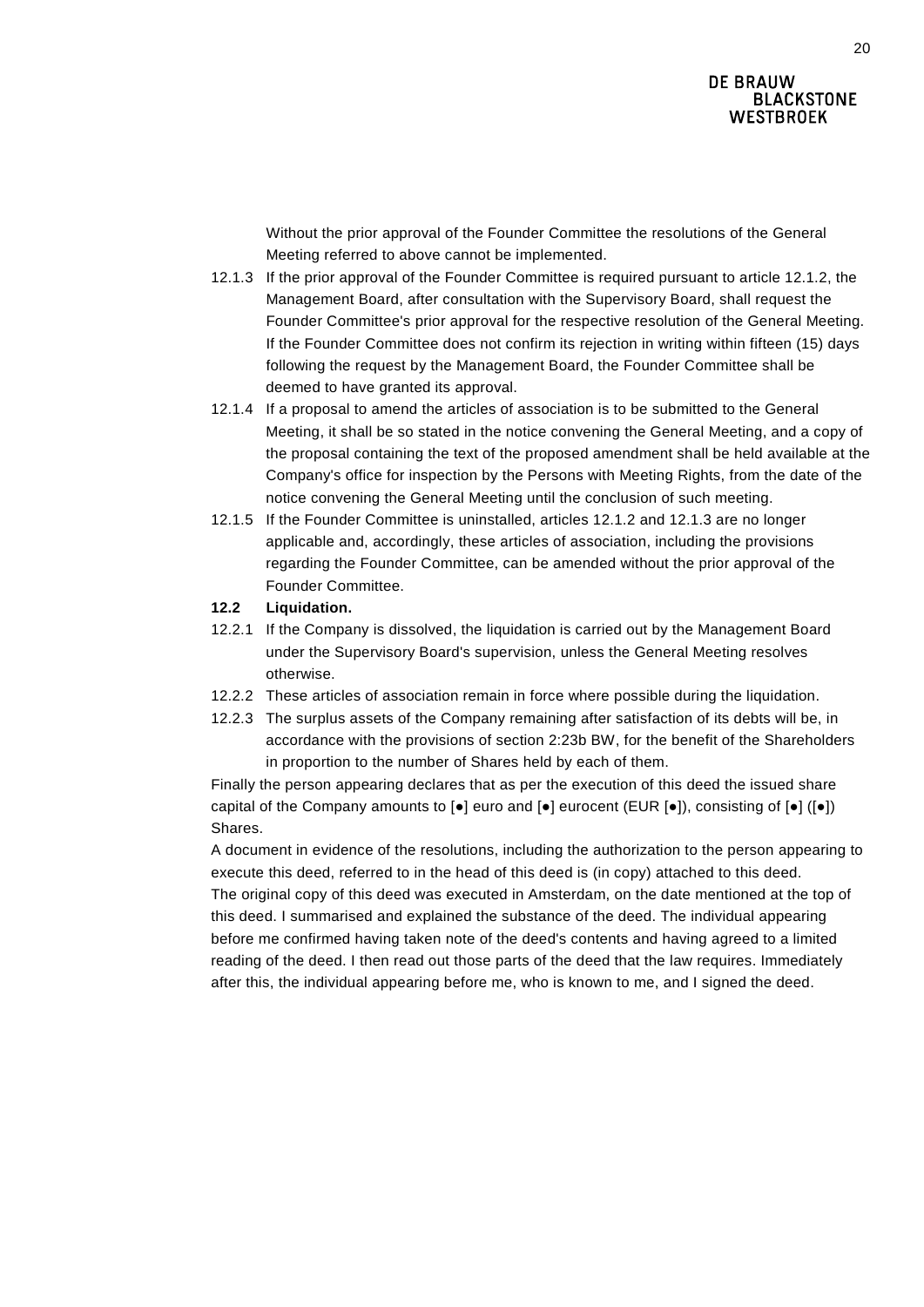Without the prior approval of the Founder Committee the resolutions of the General Meeting referred to above cannot be implemented.

12.1.3 If the prior approval of the Founder Committee is required pursuant to article 12.1.2, the Management Board, after consultation with the Supervisory Board, shall request the Founder Committee's prior approval for the respective resolution of the General Meeting. If the Founder Committee does not confirm its rejection in writing within fifteen (15) days following the request by the Management Board, the Founder Committee shall be deemed to have granted its approval.

12.1.4 If a proposal to amend the articles of association is to be submitted to the General Meeting, it shall be so stated in the notice convening the General Meeting, and a copy of the proposal containing the text of the proposed amendment shall be held available at the Company's office for inspection by the Persons with Meeting Rights, from the date of the notice convening the General Meeting until the conclusion of such meeting.

12.1.5 If the Founder Committee is uninstalled, articles 12.1.2 and 12.1.3 are no longer applicable and, accordingly, these articles of association, including the provisions regarding the Founder Committee, can be amended without the prior approval of the Founder Committee.

**12.2 Liquidation.**

12.2.1 If the Company is dissolved, the liquidation is carried out by the Management Board under the Supervisory Board's supervision, unless the General Meeting resolves otherwise.

12.2.2 These articles of association remain in force where possible during the liquidation.

12.2.3 The surplus assets of the Company remaining after satisfaction of its debts will be, in accordance with the provisions of section 2:23b BW, for the benefit of the Shareholders in proportion to the number of Shares held by each of them.

Finally the person appearing declares that as per the execution of this deed the issued share capital of the Company amounts to [●] euro and [●] eurocent (EUR [●]), consisting of [●] ([●]) Shares.

A document in evidence of the resolutions, including the authorization to the person appearing to execute this deed, referred to in the head of this deed is (in copy) attached to this deed.

The original copy of this deed was executed in Amsterdam, on the date mentioned at the top of this deed. I summarised and explained the substance of the deed. The individual appearing before me confirmed having taken note of the deed's contents and having agreed to a limited reading of the deed. I then read out those parts of the deed that the law requires. Immediately after this, the individual appearing before me, who is known to me, and I signed the deed.